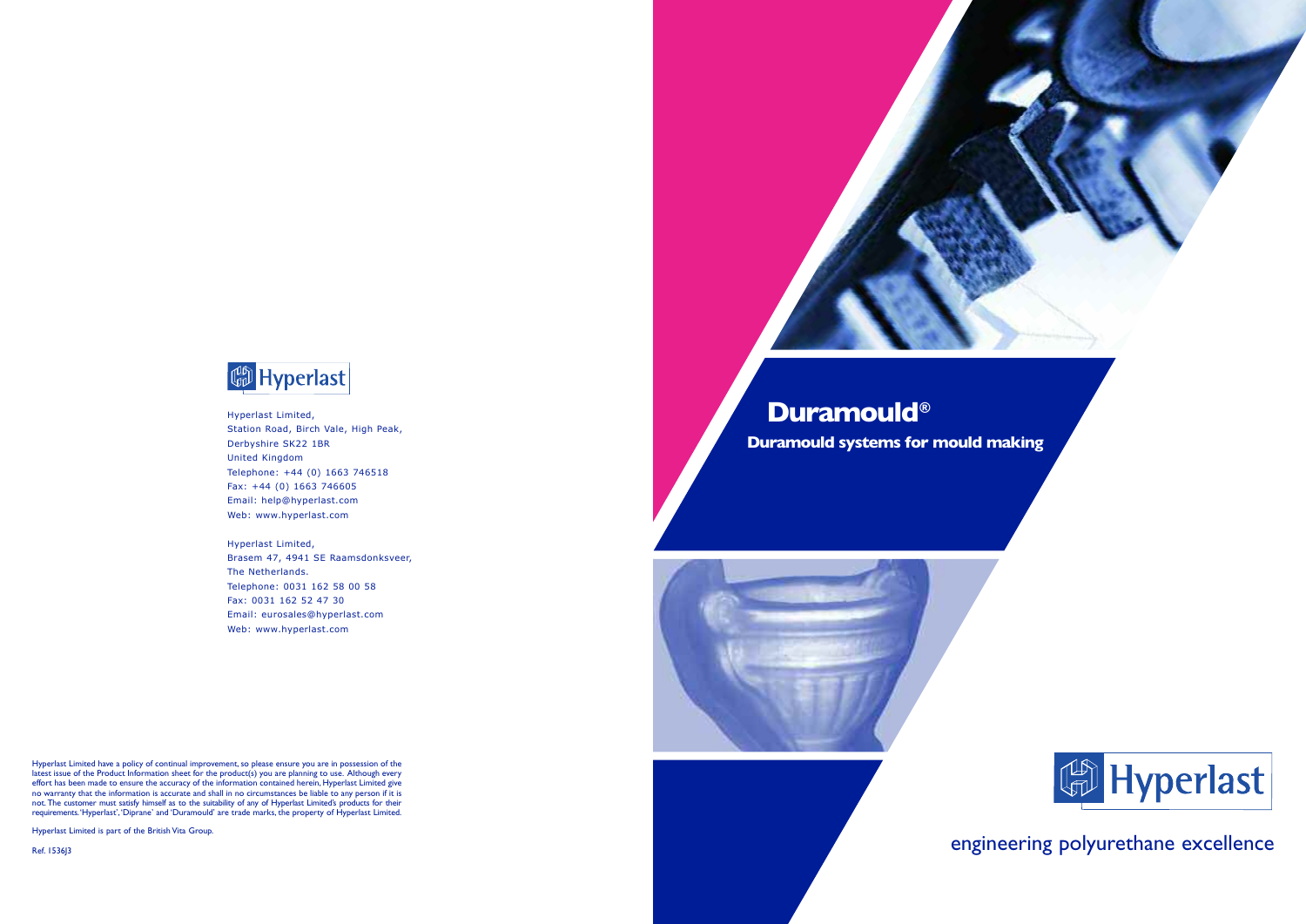Hyperlast

Hyperlast Limited,
Station Road, Birch Vale, High Peak,
Derbyshire SK22 1BR
United Kingdom
Telephone: +44 (0) 1663 746518
Fax: +44 (0) 1663 746605
Email: help@hyperlast.com
Web: www.hyperlast.com

Hyperlast Limited,
Brasem 47, 4941 SE Raamsdonksveer,
The Netherlands.
Telephone: 0031 162 58 00 58
Fax: 0031 162 52 47 30
Email: eurosales@hyperlast.com
Web: www.hyperlast.com

Hyperlast Limited have a policy of continual improvement, so please ensure you are in possession of the latest issue of the Product Information sheet for the product(s) you are planning to use. Although every effort has been made to ensure the accuracy of the information contained herein, Hyperlast Limited give no warranty that the information is accurate and shall in no circumstances be liable to any person if it is not. The customer must satisfy himself as to the suitability of any of Hyperlast Limited's products for their requirements. 'Hyperlast', 'Diprane' and 'Duramould' are trade marks, the property of Hyperlast Limited.

Hyperlast Limited is part of the British Vita Group.

Ref. 1536J3

# Duramould®

## Duramould systems for mould making

Hyperlast

engineering polyurethane excellence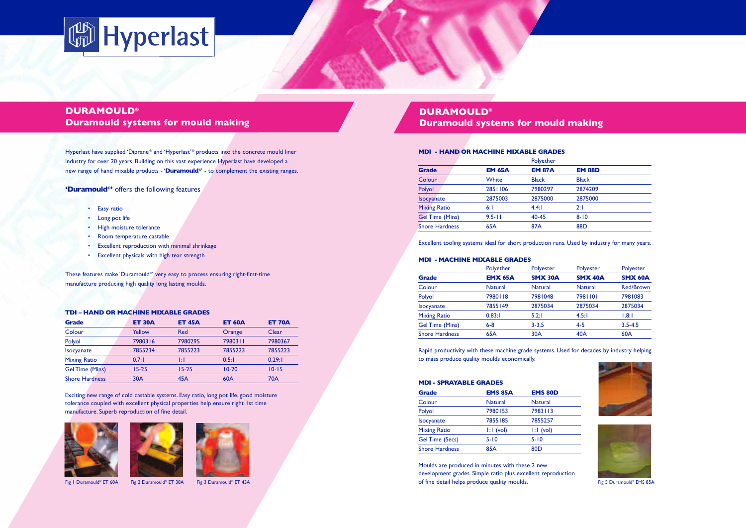# Hyperlast

## DURAMOULD®
## Duramould systems for mould making

Hyperlast have supplied 'Diprane'® and 'Hyperlast'® products into the concrete mould liner industry for over 20 years. Building on this vast experience Hyperlast have developed a new range of hand mixable products - '**Duramould**®' - to complement the existing ranges.

**'Duramould®'** offers the following features

- Easy ratio
- Long pot life
- High moisture tolerance
- Room temperature castable
- Excellent reproduction with minimal shrinkage
- Excellent physicals with high tear strength

These features make 'Duramould®' very easy to process ensuring right-first-time manufacture producing high quality long lasting moulds.

### TDI – HAND OR MACHINE MIXABLE GRADES

| Grade | ET 30A | ET 45A | ET 60A | ET 70A |
|---|---|---|---|---|
| Colour | Yellow | Red | Orange | Clear |
| Polyol | 7980316 | 7980295 | 7980311 | 7980367 |
| Isocyanate | 7855234 | 7855223 | 7855223 | 7855223 |
| Mixing Ratio | 0.7:1 | 1:1 | 0.5:1 | 0.29:1 |
| Gel Time (Mins) | 15-25 | 15-25 | 10-20 | 10-15 |
| Shore Hardness | 30A | 45A | 60A | 70A |

Exciting new range of cold castable systems. Easy ratio, long pot life, good moisture tolerance coupled with excellent physical properties help ensure right 1st time manufacture. Superb reproduction of fine detail.

Fig 1 Duramould® ET 60A

Fig 2 Duramould® ET 30A

Fig 3 Duramould® ET 45A

## DURAMOULD®
## Duramould systems for mould making

### MDI - HAND OR MACHINE MIXABLE GRADES

| | Polyether | | |
|---|---|---|---|
| **Grade** | **EM 65A** | **EM 87A** | **EM 88D** |
| Colour | White | Black | Black |
| Polyol | 2851106 | 7980297 | 2874209 |
| Isocyanate | 2875003 | 2875000 | 2875000 |
| Mixing Ratio | 6:1 | 4.4:1 | 2:1 |
| Gel Time (Mins) | 9.5-11 | 40-45 | 8-10 |
| Shore Hardness | 65A | 87A | 88D |

Excellent tooling systems ideal for short production runs. Used by industry for many years.

### MDI - MACHINE MIXABLE GRADES

| | Polyether | Polyester | Polyester | Polyester |
|---|---|---|---|---|
| **Grade** | **EMX 65A** | **SMX 30A** | **SMX 40A** | **SMX 60A** |
| Colour | Natural | Natural | Natural | Red/Brown |
| Polyol | 7980118 | 7981048 | 7981101 | 7981083 |
| Isocyanate | 7855149 | 2875034 | 2875034 | 2875034 |
| Mixing Ratio | 0.83:1 | 5.2:1 | 4.5:1 | 1.8:1 |
| Gel Time (Mins) | 6-8 | 3-3.5 | 4-5 | 3.5-4.5 |
| Shore Hardness | 65A | 30A | 40A | 60A |

Rapid productivity with these machine grade systems. Used for decades by industry helping to mass produce quality moulds economically.

### MDI - SPRAYABLE GRADES

| Grade | EMS 85A | EMS 80D |
|---|---|---|
| Colour | Natural | Natural |
| Polyol | 7980153 | 7983113 |
| Isocyanate | 7855185 | 7855257 |
| Mixing Ratio | 1:1 (vol) | 1:1 (vol) |
| Gel Time (Secs) | 5-10 | 5-10 |
| Shore Hardness | 85A | 80D |

Moulds are produced in minutes with these 2 new development grades. Simple ratio plus excellent reproduction of fine detail helps produce quality moulds.

Fig 5 Duramould® EMS 85A